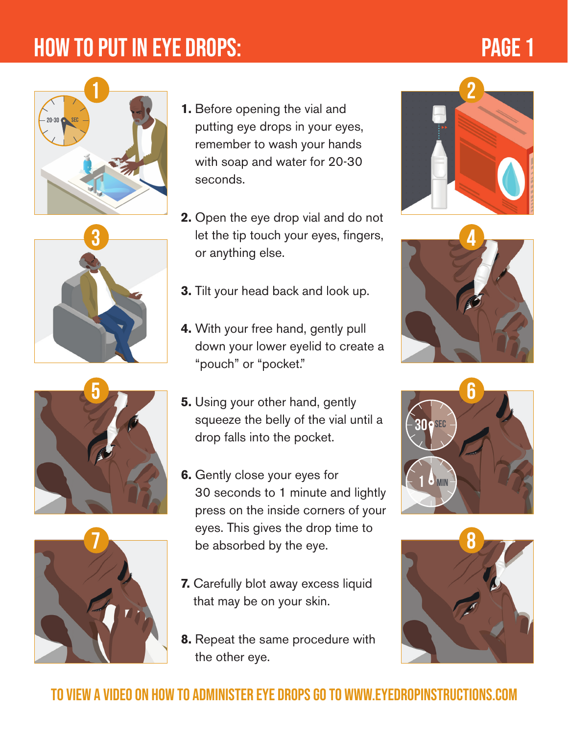# HOW TO PUT IN EYE DROPS:

1. Before opening the vial and putting eye drops in your eyes, remember to wash your hands with soap and water for 20-30 seconds.

2. Open the eye drop vial and do not let the tip touch your eyes, fingers, or anything else.

3. Tilt your head back and look up.

4. With your free hand, gently pull down your lower eyelid to create a "pouch" or "pocket."

5. Using your other hand, gently squeeze the belly of the vial until a drop falls into the pocket.

6. Gently close your eyes for 30 seconds to 1 minute and lightly press on the inside corners of your eyes. This gives the drop time to be absorbed by the eye.

7. Carefully blot away excess liquid that may be on your skin.

8. Repeat the same procedure with the other eye.

**TO VIEW A VIDEO ON HOW TO ADMINISTER EYE DROPS GO TO WWW.EYEDROPINSTRUCTIONS.COM**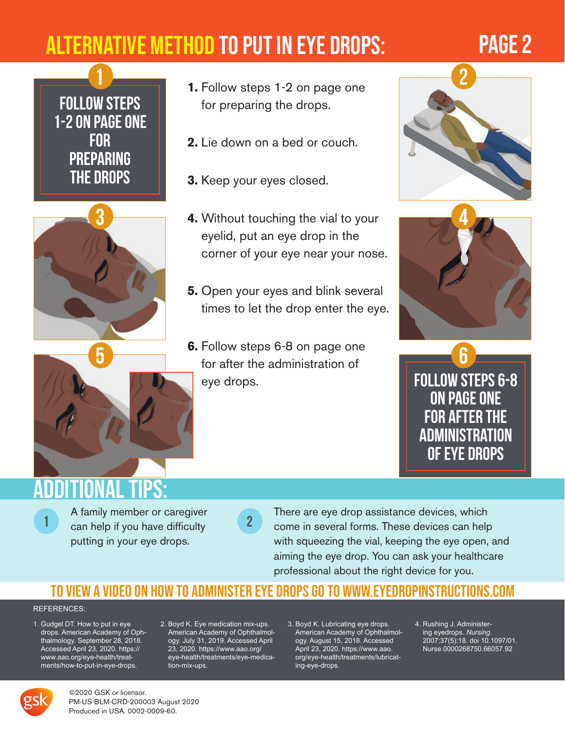# ALTERNATIVE METHOD TO PUT IN EYE DROPS: PAGE 2

1. FOLLOW STEPS 1-2 ON PAGE ONE FOR PREPARING THE DROPS

1. Follow steps 1-2 on page one for preparing the drops.
2. Lie down on a bed or couch.
3. Keep your eyes closed.
4. Without touching the vial to your eyelid, put an eye drop in the corner of your eye near your nose.
5. Open your eyes and blink several times to let the drop enter the eye.
6. Follow steps 6-8 on page one for after the administration of eye drops.

6. FOLLOW STEPS 6-8 ON PAGE ONE FOR AFTER THE ADMINISTRATION OF EYE DROPS

## ADDITIONAL TIPS:

1. A family member or caregiver can help if you have difficulty putting in your eye drops.
2. There are eye drop assistance devices, which come in several forms. These devices can help with squeezing the vial, keeping the eye open, and aiming the eye drop. You can ask your healthcare professional about the right device for you.

**TO VIEW A VIDEO ON HOW TO ADMINISTER EYE DROPS GO TO WWW.EYEDROPINSTRUCTIONS.COM**

REFERENCES:

1. Gudgel DT. How to put in eye drops. American Academy of Ophthalmology. September 28, 2018. Accessed April 23, 2020. https://www.aao.org/eye-health/treatments/how-to-put-in-eye-drops.
2. Boyd K. Eye medication mix-ups. American Academy of Ophthalmology. July 31, 2019. Accessed April 23, 2020. https://www.aao.org/eye-health/treatments/eye-medication-mix-ups.
3. Boyd K. Lubricating eye drops. American Academy of Ophthalmology. August 15, 2018. Accessed April 23, 2020. https://www.aao.org/eye-health/treatments/lubricating-eye-drops.
4. Rushing J. Administering eyedrops. *Nursing*. 2007;37(5):18. doi 10.1097/01.Nurse.0000268750.66057.92

©2020 GSK or licensor.
PM-US-BLM-CRD-200003 August 2020
Produced in USA. 0002-0009-60.